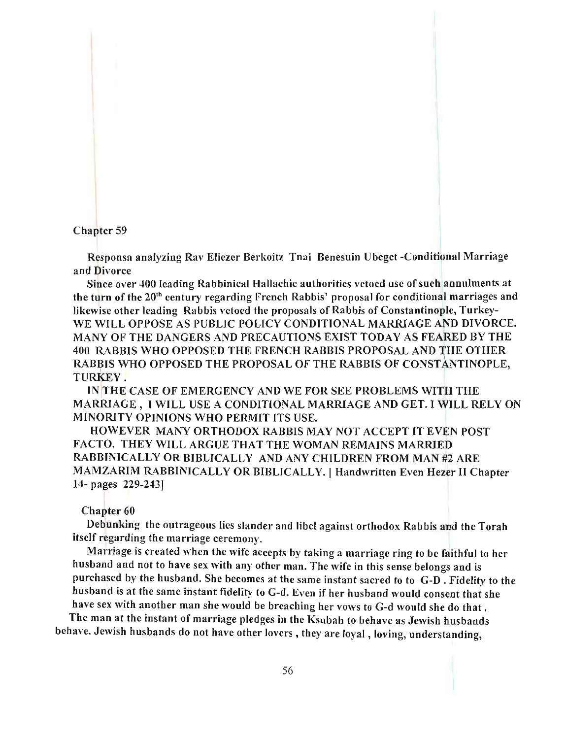## Chapter 59

Responsa analyzing Rav Eliezer Berkoitz Tnai Benesuin Ubeget -Conditional Marriage and Divorce

Since over 400 leading Rabbinical Hallachic authorities vetoed use of such annulments at the turn of the 20$^{th}$ century regarding French Rabbis' proposal for conditional marriages and likewise other leading Rabbis vetoed the proposals of Rabbis of Constantinople, Turkey- WE WILL OPPOSE AS PUBLIC POLICY CONDITIONAL MARRIAGE AND DIVORCE. MANY OF THE DANGERS AND PRECAUTIONS EXIST TODAY AS FEARED BY THE 400 RABBIS WHO OPPOSED THE FRENCH RABBIS PROPOSAL AND THE OTHER RABBIS WHO OPPOSED THE PROPOSAL OF THE RABBIS OF CONSTANTINOPLE, TURKEY.

IN THE CASE OF EMERGENCY AND WE FOR SEE PROBLEMS WITH THE MARRIAGE, I WILL USE A CONDITIONAL MARRIAGE AND GET. I WILL RELY ON MINORITY OPINIONS WHO PERMIT ITS USE.

HOWEVER MANY ORTHODOX RABBIS MAY NOT ACCEPT IT EVEN POST FACTO. THEY WILL ARGUE THAT THE WOMAN REMAINS MARRIED RABBINICALLY OR BIBLICALLY AND ANY CHILDREN FROM MAN #2 ARE MAMZARIM RABBINICALLY OR BIBLICALLY. [ Handwritten Even Hezer II Chapter 14- pages 229-243]

## Chapter 60

Debunking the outrageous lies slander and libel against orthodox Rabbis and the Torah itself regarding the marriage ceremony.

Marriage is created when the wife accepts by taking a marriage ring to be faithful to her husband and not to have sex with any other man. The wife in this sense belongs and is purchased by the husband. She becomes at the same instant sacred to to G-D . Fidelity to the husband is at the same instant fidelity to G-d. Even if her husband would consent that she have sex with another man she would be breaching her vows to G-d would she do that .

The man at the instant of marriage pledges in the Ksubah to behave as Jewish husbands behave. Jewish husbands do not have other lovers , they are loyal , loving, understanding,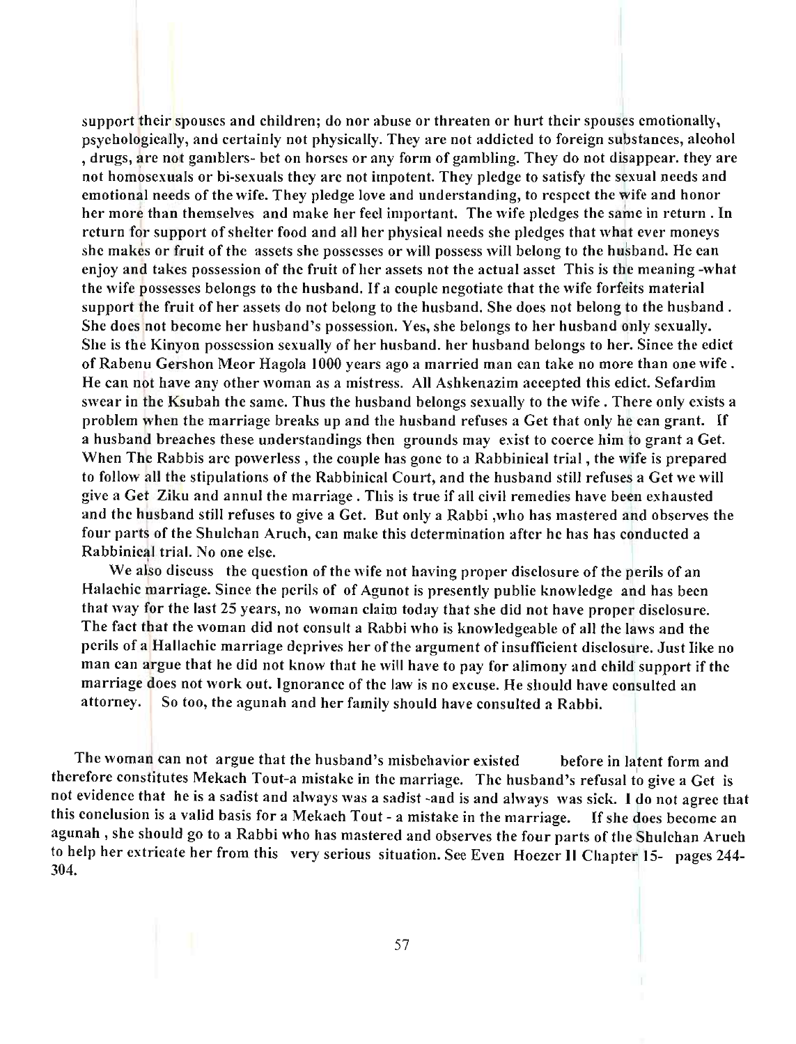support their spouses and children; do nor abuse or threaten or hurt their spouses emotionally, psychologically, and certainly not physically. They are not addicted to foreign substances, alcohol , drugs, are not gamblers- bet on horses or any form of gambling. They do not disappear. they are not homosexuals or bi-sexuals they are not impotent. They pledge to satisfy the sexual needs and emotional needs of the wife. They pledge love and understanding, to respect the wife and honor her more than themselves and make her feel important. The wife pledges the same in return . In return for support of shelter food and all her physical needs she pledges that what ever moneys she makes or fruit of the assets she possesses or will possess will belong to the husband. He can enjoy and takes possession of the fruit of her assets not the actual asset This is the meaning -what the wife possesses belongs to the husband. If a couple negotiate that the wife forfeits material support the fruit of her assets do not belong to the husband. She does not belong to the husband . She does not become her husband's possession. Yes, she belongs to her husband only sexually. She is the Kinyon possession sexually of her husband. her husband belongs to her. Since the edict of Rabenu Gershon Meor Hagola 1000 years ago a married man can take no more than one wife . He can not have any other woman as a mistress. All Ashkenazim accepted this edict. Sefardim swear in the Ksubah the same. Thus the husband belongs sexually to the wife . There only exists a problem when the marriage breaks up and the husband refuses a Get that only he can grant. If a husband breaches these understandings then grounds may exist to coerce him to grant a Get. When The Rabbis are powerless , the couple has gone to a Rabbinical trial , the wife is prepared to follow all the stipulations of the Rabbinical Court, and the husband still refuses a Get we will give a Get Ziku and annul the marriage . This is true if all civil remedies have been exhausted and the husband still refuses to give a Get. But only a Rabbi ,who has mastered and observes the four parts of the Shulchan Aruch, can make this determination after he has has conducted a Rabbinical trial. No one else.

We also discuss the question of the wife not having proper disclosure of the perils of an Halachic marriage. Since the perils of of Agunot is presently public knowledge and has been that way for the last 25 years, no woman claim today that she did not have proper disclosure. The fact that the woman did not consult a Rabbi who is knowledgeable of all the laws and the perils of a Hallachic marriage deprives her of the argument of insufficient disclosure. Just like no man can argue that he did not know that he will have to pay for alimony and child support if the marriage does not work out. Ignorance of the law is no excuse. He should have consulted an attorney. So too, the agunah and her family should have consulted a Rabbi.

The woman can not argue that the husband's misbehavior existed before in latent form and therefore constitutes Mekach Tout-a mistake in the marriage. The husband's refusal to give a Get is not evidence that he is a sadist and always was a sadist -and is and always was sick. I do not agree that this conclusion is a valid basis for a Mekach Tout - a mistake in the marriage. If she does become an agunah , she should go to a Rabbi who has mastered and observes the four parts of the Shulchan Aruch to help her extricate her from this very serious situation. See Even Hoezer II Chapter 15- pages 244-304.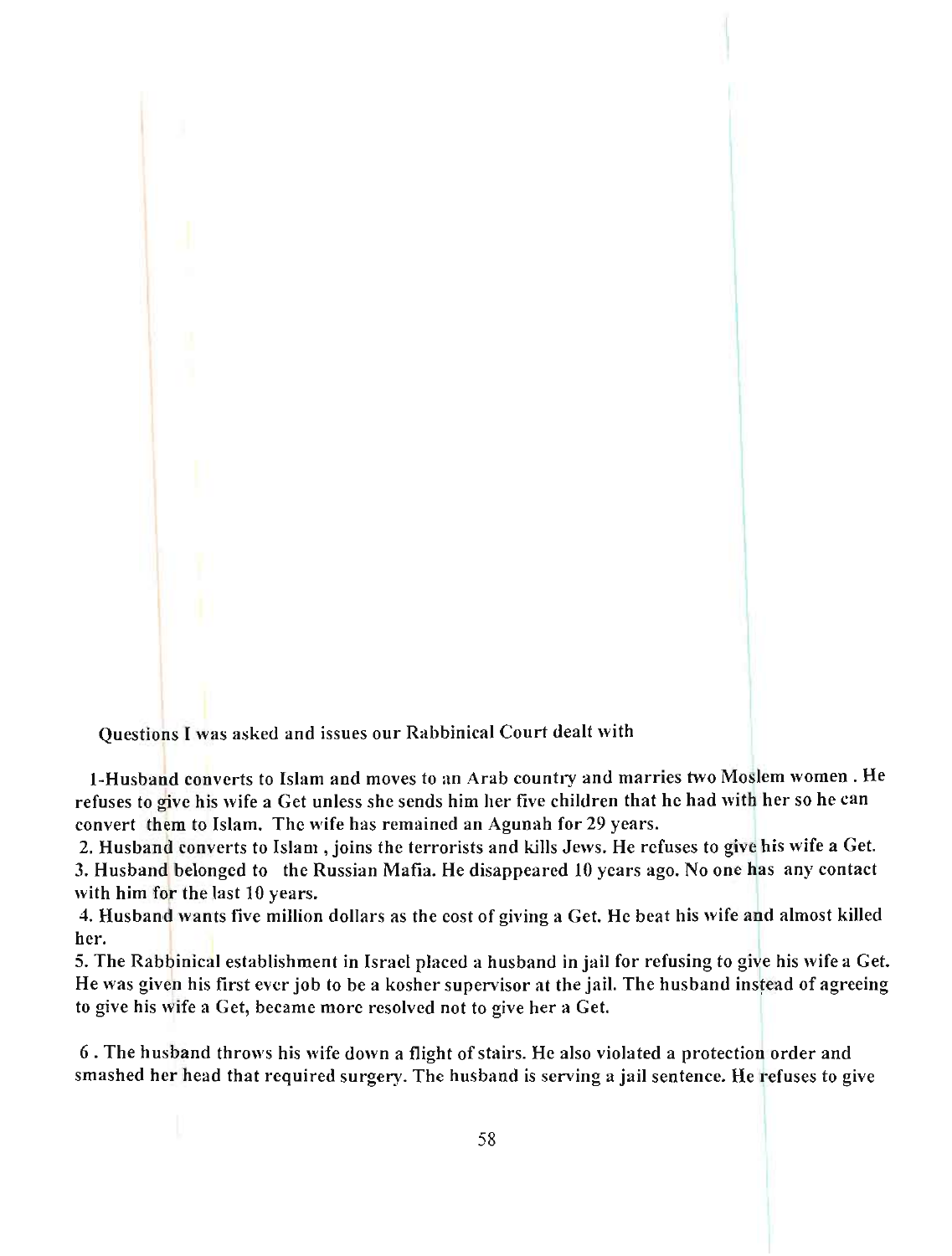Questions I was asked and issues our Rabbinical Court dealt with

1-Husband converts to Islam and moves to an Arab country and marries two Moslem women . He refuses to give his wife a Get unless she sends him her five children that he had with her so he can convert them to Islam. The wife has remained an Agunah for 29 years.

2. Husband converts to Islam , joins the terrorists and kills Jews. He refuses to give his wife a Get.

3. Husband belonged to the Russian Mafia. He disappeared 10 years ago. No one has any contact with him for the last 10 years.

4. Husband wants five million dollars as the cost of giving a Get. He beat his wife and almost killed her.

5. The Rabbinical establishment in Israel placed a husband in jail for refusing to give his wife a Get. He was given his first ever job to be a kosher supervisor at the jail. The husband instead of agreeing to give his wife a Get, became more resolved not to give her a Get.

6 . The husband throws his wife down a flight of stairs. He also violated a protection order and smashed her head that required surgery. The husband is serving a jail sentence. He refuses to give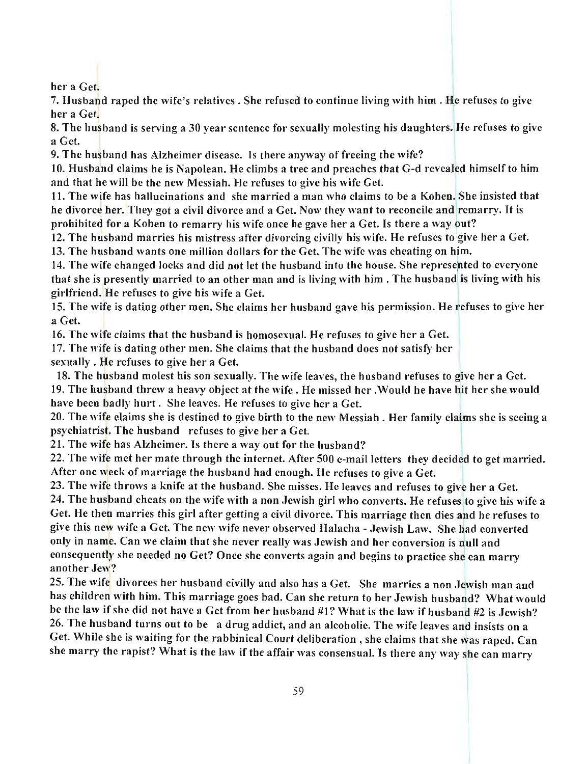her a Get.

7. Husband raped the wife's relatives . She refused to continue living with him . He refuses to give her a Get.

8. The husband is serving a 30 year sentence for sexually molesting his daughters. He refuses to give a Get.

9. The husband has Alzheimer disease. Is there anyway of freeing the wife?

10. Husband claims he is Napolean. He climbs a tree and preaches that G-d revealed himself to him and that he will be the new Messiah. He refuses to give his wife Get.

11. The wife has hallucinations and she married a man who claims to be a Kohen. She insisted that he divorce her. They got a civil divorce and a Get. Now they want to reconcile and remarry. It is prohibited for a Kohen to remarry his wife once he gave her a Get. Is there a way out?

12. The husband marries his mistress after divorcing civilly his wife. He refuses to give her a Get.

13. The husband wants one million dollars for the Get. The wife was cheating on him.

14. The wife changed locks and did not let the husband into the house. She represented to everyone that she is presently married to an other man and is living with him . The husband is living with his girlfriend. He refuses to give his wife a Get.

15. The wife is dating other men. She claims her husband gave his permission. He refuses to give her a Get.

16. The wife claims that the husband is homosexual. He refuses to give her a Get.

17. The wife is dating other men. She claims that the husband does not satisfy her sexually . He refuses to give her a Get.

18. The husband molest his son sexually. The wife leaves, the husband refuses to give her a Get.

19. The husband threw a heavy object at the wife . He missed her .Would he have hit her she would have been badly hurt . She leaves. He refuses to give her a Get.

20. The wife claims she is destined to give birth to the new Messiah . Her family claims she is seeing a psychiatrist. The husband refuses to give her a Get.

21. The wife has Alzheimer. Is there a way out for the husband?

22. The wife met her mate through the internet. After 500 e-mail letters they decided to get married. After one week of marriage the husband had enough. He refuses to give a Get.

23. The wife throws a knife at the husband. She misses. He leaves and refuses to give her a Get.

24. The husband cheats on the wife with a non Jewish girl who converts. He refuses to give his wife a Get. He then marries this girl after getting a civil divorce. This marriage then dies and he refuses to give this new wife a Get. The new wife never observed Halacha - Jewish Law. She had converted only in name. Can we claim that she never really was Jewish and her conversion is null and consequently she needed no Get? Once she converts again and begins to practice she can marry another Jew?

25. The wife divorces her husband civilly and also has a Get. She marries a non Jewish man and has children with him. This marriage goes bad. Can she return to her Jewish husband? What would be the law if she did not have a Get from her husband #1? What is the law if husband #2 is Jewish?

26. The husband turns out to be a drug addict, and an alcoholic. The wife leaves and insists on a Get. While she is waiting for the rabbinical Court deliberation , she claims that she was raped. Can she marry the rapist? What is the law if the affair was consensual. Is there any way she can marry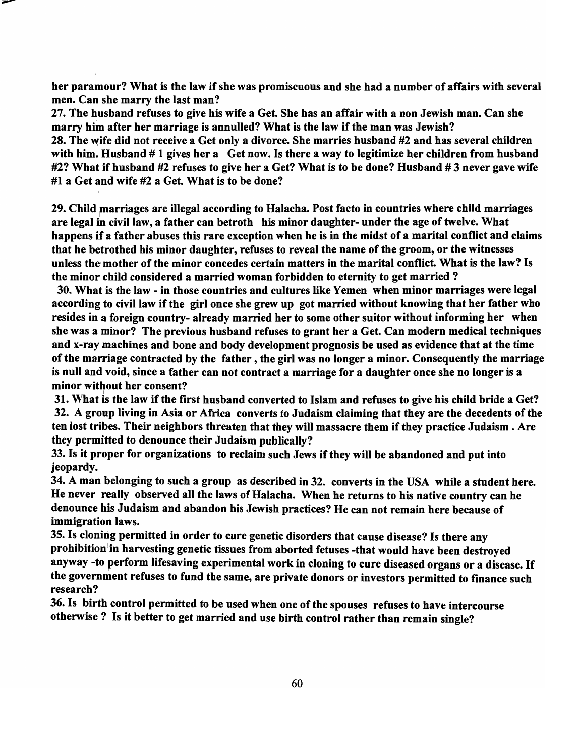**her paramour? What is the law if she was promiscuous and she had a number of affairs with several men. Can she marry the last man?**

**27. The husband refuses to give his wife a Get. She has an affair with a non Jewish man. Can she marry him after her marriage is annulled? What is the law if the man was Jewish?**

**28. The wife did not receive a Get only a divorce. She marries husband #2 and has several children with him. Husband # 1 gives her a Get now. Is there a way to legitimize her children from husband #2? What if husband #2 refuses to give her a Get? What is to be done? Husband # 3 never gave wife #1 a Get and wife #2 a Get. What is to be done?**

**29. Child marriages are illegal according to Halacha. Post facto in countries where child marriages are legal in civil law, a father can betroth his minor daughter- under the age of twelve. What happens if a father abuses this rare exception when he is in the midst of a marital conflict and claims that he betrothed his minor daughter, refuses to reveal the name of the groom, or the witnesses unless the mother of the minor concedes certain matters in the marital conflict. What is the law? Is the minor child considered a married woman forbidden to eternity to get married ?**

**30. What is the law - in those countries and cultures like Yemen when minor marriages were legal according to civil law if the girl once she grew up got married without knowing that her father who resides in a foreign country- already married her to some other suitor without informing her when she was a minor? The previous husband refuses to grant her a Get. Can modern medical techniques and x-ray machines and bone and body development prognosis be used as evidence that at the time of the marriage contracted by the father , the girl was no longer a minor. Consequently the marriage is null and void, since a father can not contract a marriage for a daughter once she no longer is a minor without her consent?**

**31. What is the law if the first husband converted to Islam and refuses to give his child bride a Get?**

**32. A group living in Asia or Africa converts to Judaism claiming that they are the decedents of the ten lost tribes. Their neighbors threaten that they will massacre them if they practice Judaism . Are they permitted to denounce their Judaism publically?**

**33. Is it proper for organizations to reclaim such Jews if they will be abandoned and put into jeopardy.**

**34. A man belonging to such a group as described in 32. converts in the USA while a student here. He never really observed all the laws of Halacha. When he returns to his native country can he denounce his Judaism and abandon his Jewish practices? He can not remain here because of immigration laws.**

**35. Is cloning permitted in order to cure genetic disorders that cause disease? Is there any prohibition in harvesting genetic tissues from aborted fetuses -that would have been destroyed anyway -to perform lifesaving experimental work in cloning to cure diseased organs or a disease. If the government refuses to fund the same, are private donors or investors permitted to finance such research?**

**36. Is birth control permitted to be used when one of the spouses refuses to have intercourse otherwise ? Is it better to get married and use birth control rather than remain single?**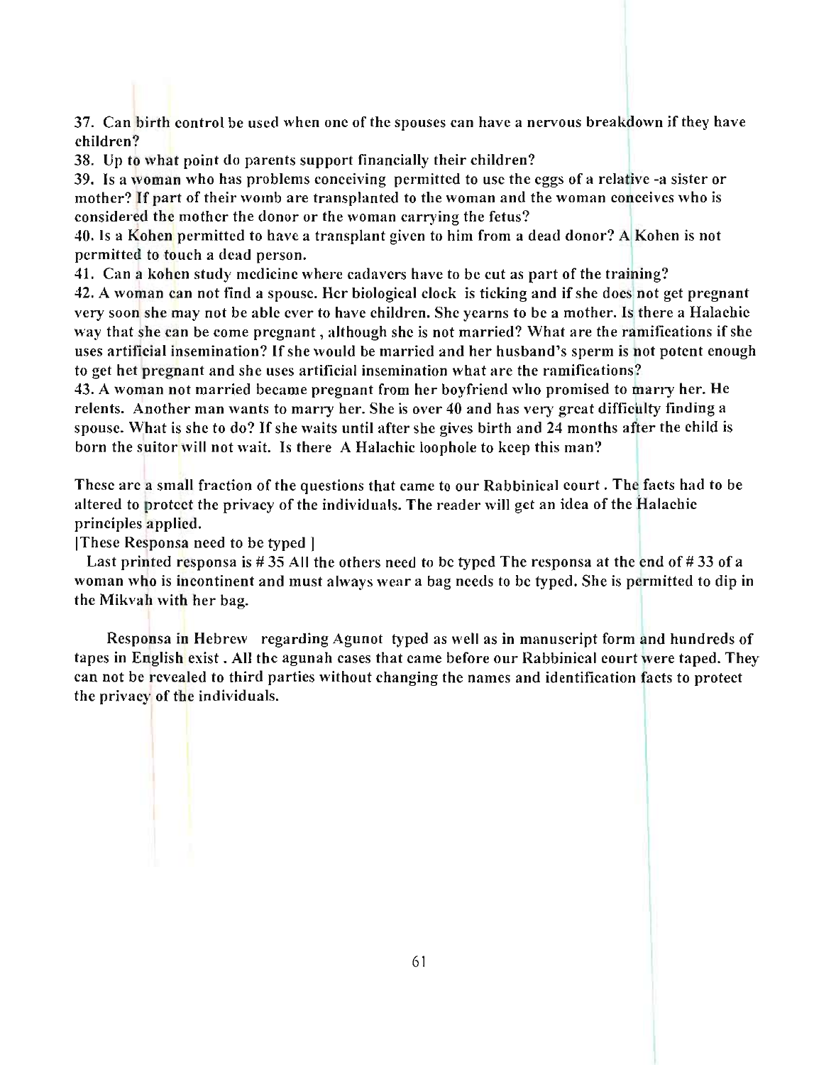37. Can birth control be used when one of the spouses can have a nervous breakdown if they have children?

38. Up to what point do parents support financially their children?

39. Is a woman who has problems conceiving permitted to use the eggs of a relative -a sister or mother? If part of their womb are transplanted to the woman and the woman conceives who is considered the mother the donor or the woman carrying the fetus?

40. Is a Kohen permitted to have a transplant given to him from a dead donor? A Kohen is not permitted to touch a dead person.

41. Can a kohen study medicine where cadavers have to be cut as part of the training?

42. A woman can not find a spouse. Her biological clock is ticking and if she does not get pregnant very soon she may not be able ever to have children. She yearns to be a mother. Is there a Halachic way that she can be come pregnant , although she is not married? What are the ramifications if she uses artificial insemination? If she would be married and her husband's sperm is not potent enough to get het pregnant and she uses artificial insemination what are the ramifications?

43. A woman not married became pregnant from her boyfriend who promised to marry her. He relents. Another man wants to marry her. She is over 40 and has very great difficulty finding a spouse. What is she to do? If she waits until after she gives birth and 24 months after the child is born the suitor will not wait. Is there A Halachic loophole to keep this man?

These are a small fraction of the questions that came to our Rabbinical court . The facts had to be altered to protect the privacy of the individuals. The reader will get an idea of the Halachic principles applied.

[These Responsa need to be typed ]

Last printed responsa is # 35 All the others need to be typed The responsa at the end of # 33 of a woman who is incontinent and must always wear a bag needs to be typed. She is permitted to dip in the Mikvah with her bag.

Responsa in Hebrew regarding Agunot typed as well as in manuscript form and hundreds of tapes in English exist . All the agunah cases that came before our Rabbinical court were taped. They can not be revealed to third parties without changing the names and identification facts to protect the privacy of the individuals.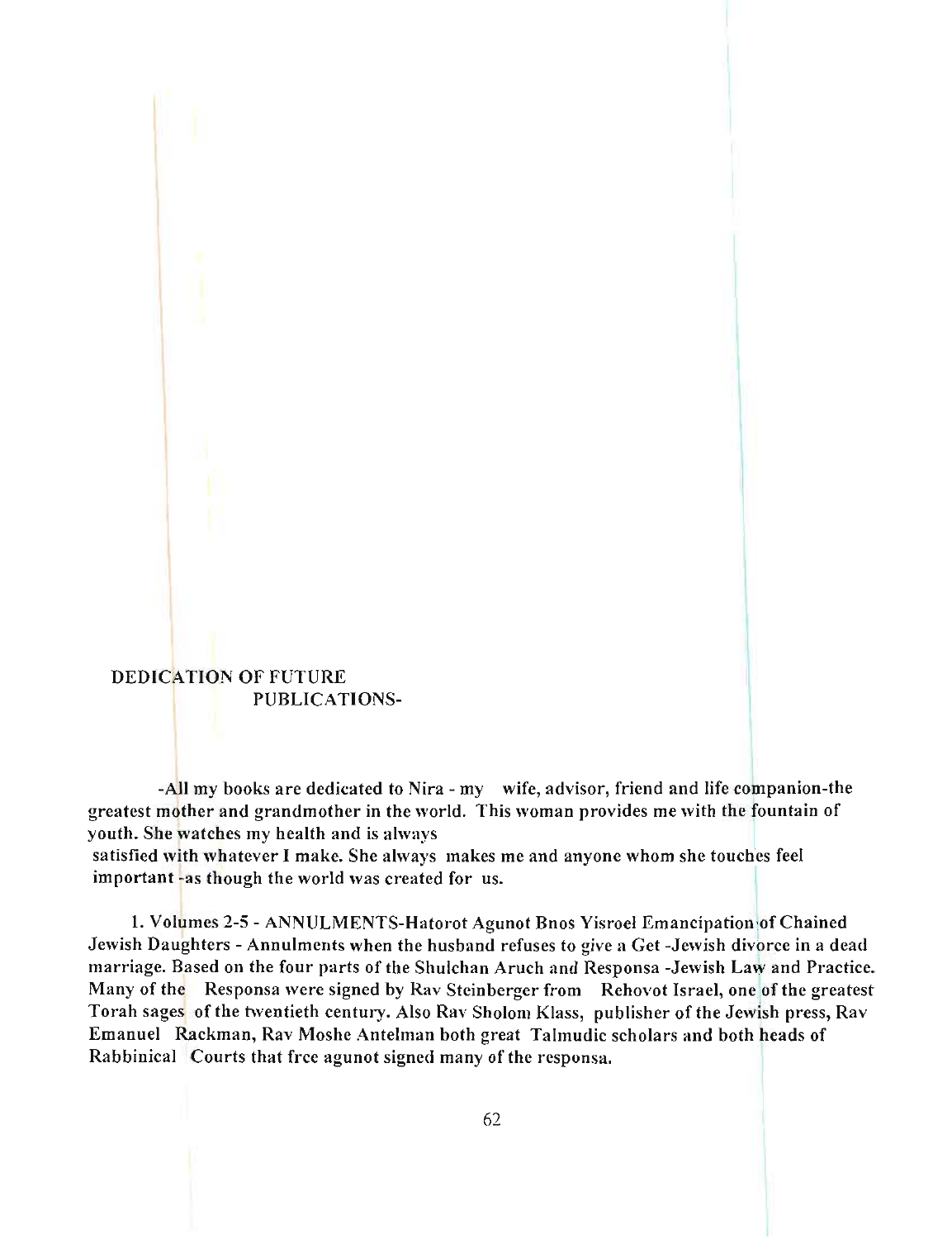## DEDICATION OF FUTURE PUBLICATIONS-

-All my books are dedicated to Nira - my wife, advisor, friend and life companion-the greatest mother and grandmother in the world. This woman provides me with the fountain of youth. She watches my health and is always satisfied with whatever I make. She always makes me and anyone whom she touches feel important -as though the world was created for us.

1. Volumes 2-5 - ANNULMENTS-Hatorot Agunot Bnos Yisroel Emancipation of Chained Jewish Daughters - Annulments when the husband refuses to give a Get -Jewish divorce in a dead marriage. Based on the four parts of the Shulchan Aruch and Responsa -Jewish Law and Practice. Many of the Responsa were signed by Rav Steinberger from Rehovot Israel, one of the greatest Torah sages of the twentieth century. Also Rav Sholom Klass, publisher of the Jewish press, Rav Emanuel Rackman, Rav Moshe Antelman both great Talmudic scholars and both heads of Rabbinical Courts that free agunot signed many of the responsa.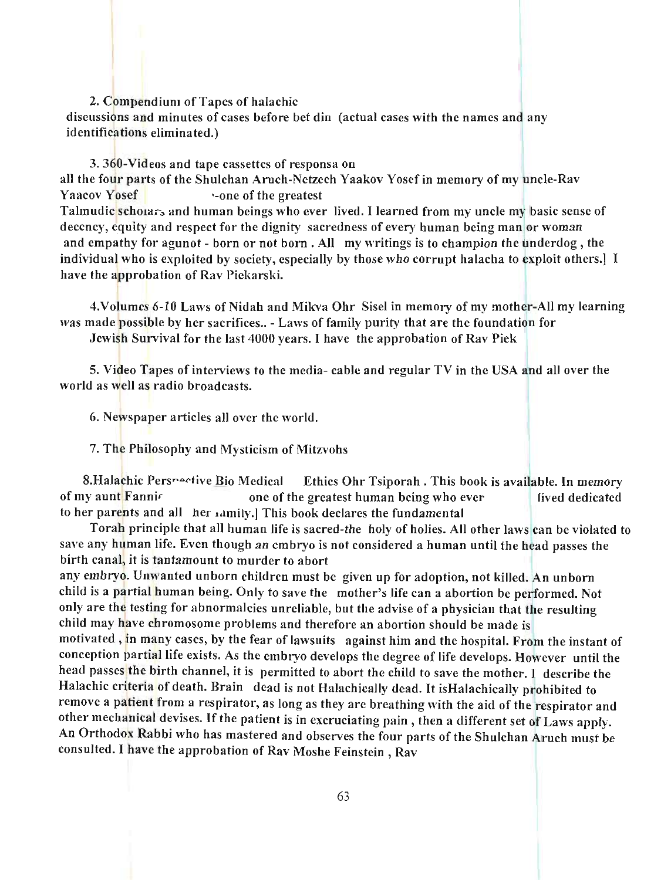2. Compendium of Tapes of halachic discussions and minutes of cases before bet din (actual cases with the names and any identifications eliminated.)

3. 360-Videos and tape cassettes of responsa on all the four parts of the Shulchan Aruch-Netzech Yaakov Yosef in memory of my uncle-Rav Yaacov Yosef -one of the greatest Talmudic scholars and human beings who ever lived. I learned from my uncle my basic sense of decency, equity and respect for the dignity sacredness of every human being man or woman and empathy for agunot - born or not born . All my writings is to champion the underdog , the individual who is exploited by society, especially by those who corrupt halacha to exploit others.] I have the approbation of Rav Piekarski.

4.Volumes 6-10 Laws of Nidah and Mikva Ohr Sisel in memory of my mother-All my learning was made possible by her sacrifices.. - Laws of family purity that are the foundation for Jewish Survival for the last 4000 years. I have the approbation of Rav Piek

5. Video Tapes of interviews to the media- cable and regular TV in the USA and all over the world as well as radio broadcasts.

6. Newspaper articles all over the world.

7. The Philosophy and Mysticism of Mitzvohs

8.Halachic Perspective Bio Medical Ethics Ohr Tsiporah . This book is available. In memory of my aunt Fannie one of the greatest human being who ever lived dedicated to her parents and all her family.] This book declares the fundamental

Torah principle that all human life is sacred-the holy of holies. All other laws can be violated to save any human life. Even though an embryo is not considered a human until the head passes the birth canal, it is tantamount to murder to abort any embryo. Unwanted unborn children must be given up for adoption, not killed. An unborn child is a partial human being. Only to save the mother's life can a abortion be performed. Not only are the testing for abnormalcies unreliable, but the advise of a physician that the resulting child may have chromosome problems and therefore an abortion should be made is motivated , in many cases, by the fear of lawsuits against him and the hospital. From the instant of conception partial life exists. As the embryo develops the degree of life develops. However until the head passes the birth channel, it is permitted to abort the child to save the mother. I describe the Halachic criteria of death. Brain dead is not Halachically dead. It isHalachically prohibited to remove a patient from a respirator, as long as they are breathing with the aid of the respirator and other mechanical devises. If the patient is in excruciating pain , then a different set of Laws apply. An Orthodox Rabbi who has mastered and observes the four parts of the Shulchan Aruch must be consulted. I have the approbation of Rav Moshe Feinstein , Rav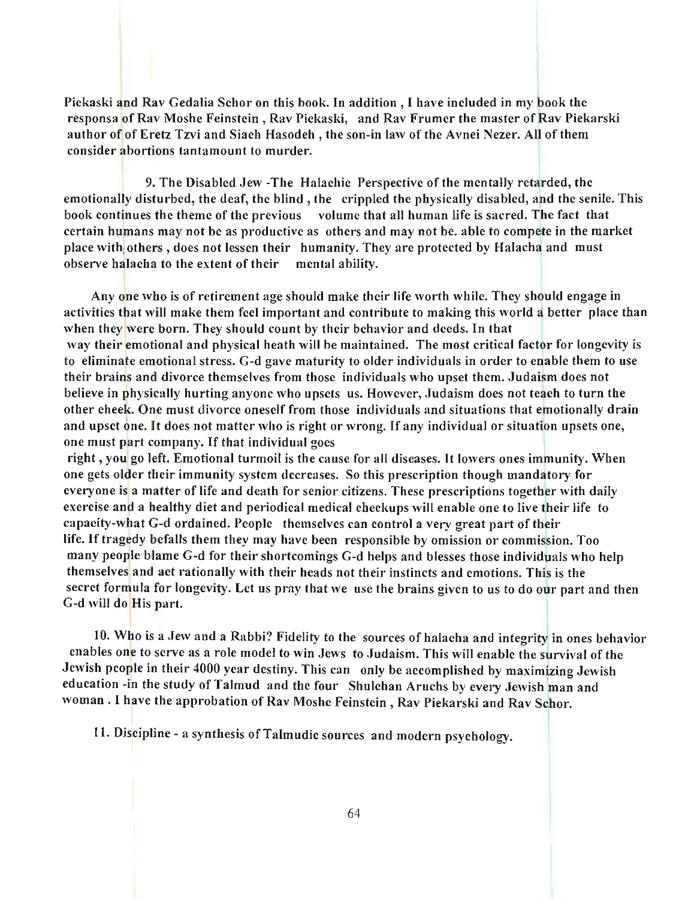Piekaski and Rav Gedalia Schor on this book. In addition , I have included in my book the responsa of Rav Moshe Feinstein , Rav Piekaski, and Rav Frumer the master of Rav Piekarski author of of Eretz Tzvi and Siach Hasodeh , the son-in law of the Avnei Nezer. All of them consider abortions tantamount to murder.

9. The Disabled Jew -The Halachic Perspective of the mentally retarded, the emotionally disturbed, the deaf, the blind , the crippled the physically disabled, and the senile. This book continues the theme of the previous volume that all human life is sacred. The fact that certain humans may not be as productive as others and may not be. able to compete in the market place with others , does not lessen their humanity. They are protected by Halacha and must observe halacha to the extent of their mental ability.

Any one who is of retirement age should make their life worth while. They should engage in activities that will make them feel important and contribute to making this world a better place than when they were born. They should count by their behavior and deeds. In that way their emotional and physical heath will be maintained. The most critical factor for longevity is to eliminate emotional stress. G-d gave maturity to older individuals in order to enable them to use their brains and divorce themselves from those individuals who upset them. Judaism does not believe in physically hurting anyone who upsets us. However, Judaism does not teach to turn the other cheek. One must divorce oneself from those individuals and situations that emotionally drain and upset one. It does not matter who is right or wrong. If any individual or situation upsets one, one must part company. If that individual goes right , you go left. Emotional turmoil is the cause for all diseases. It lowers ones immunity. When one gets older their immunity system decreases. So this prescription though mandatory for everyone is a matter of life and death for senior citizens. These prescriptions together with daily exercise and a healthy diet and periodical medical checkups will enable one to live their life to capacity-what G-d ordained. People themselves can control a very great part of their life. If tragedy befalls them they may have been responsible by omission or commission. Too many people blame G-d for their shortcomings G-d helps and blesses those individuals who help themselves and act rationally with their heads not their instincts and emotions. This is the secret formula for longevity. Let us pray that we use the brains given to us to do our part and then G-d will do His part.

10. Who is a Jew and a Rabbi? Fidelity to the sources of halacha and integrity in ones behavior enables one to serve as a role model to win Jews to Judaism. This will enable the survival of the Jewish people in their 4000 year destiny. This can only be accomplished by maximizing Jewish education -in the study of Talmud and the four Shulchan Aruchs by every Jewish man and woman . I have the approbation of Rav Moshe Feinstein , Rav Piekarski and Rav Schor.

11. Discipline - a synthesis of Talmudic sources and modern psychology.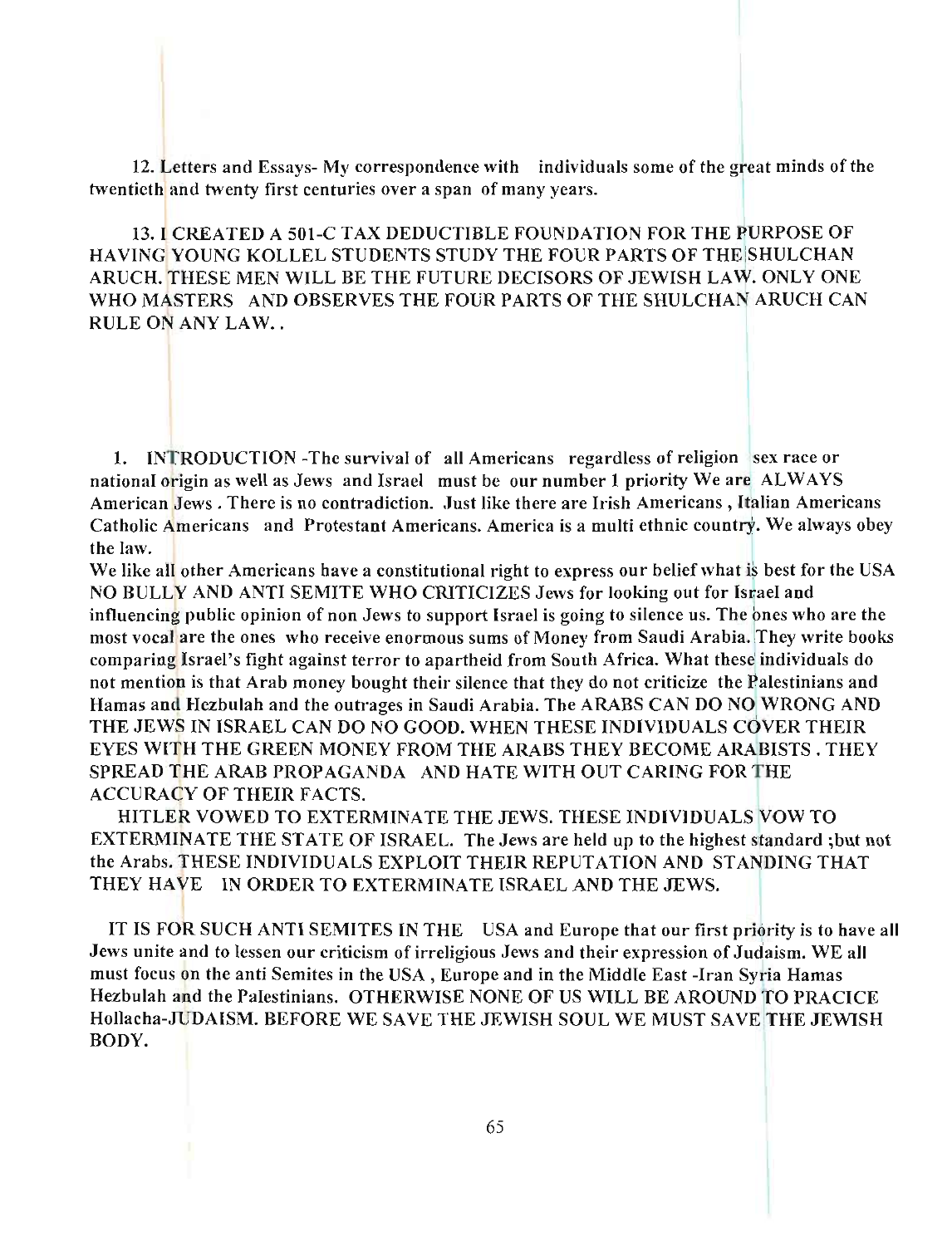12. Letters and Essays- My correspondence with individuals some of the great minds of the twentieth and twenty first centuries over a span of many years.

13. I CREATED A 501-C TAX DEDUCTIBLE FOUNDATION FOR THE PURPOSE OF HAVING YOUNG KOLLEL STUDENTS STUDY THE FOUR PARTS OF THE SHULCHAN ARUCH. THESE MEN WILL BE THE FUTURE DECISORS OF JEWISH LAW. ONLY ONE WHO MASTERS AND OBSERVES THE FOUR PARTS OF THE SHULCHAN ARUCH CAN RULE ON ANY LAW. .

1. INTRODUCTION -The survival of all Americans regardless of religion sex race or national origin as well as Jews and Israel must be our number 1 priority We are ALWAYS American Jews . There is no contradiction. Just like there are Irish Americans , Italian Americans Catholic Americans and Protestant Americans. America is a multi ethnic country. We always obey the law.

We like all other Americans have a constitutional right to express our belief what is best for the USA NO BULLY AND ANTI SEMITE WHO CRITICIZES Jews for looking out for Israel and influencing public opinion of non Jews to support Israel is going to silence us. The ones who are the most vocal are the ones who receive enormous sums of Money from Saudi Arabia. They write books comparing Israel's fight against terror to apartheid from South Africa. What these individuals do not mention is that Arab money bought their silence that they do not criticize the Palestinians and Hamas and Hezbulah and the outrages in Saudi Arabia. The ARABS CAN DO NO WRONG AND THE JEWS IN ISRAEL CAN DO NO GOOD. WHEN THESE INDIVIDUALS COVER THEIR EYES WITH THE GREEN MONEY FROM THE ARABS THEY BECOME ARABISTS . THEY SPREAD THE ARAB PROPAGANDA AND HATE WITH OUT CARING FOR THE ACCURACY OF THEIR FACTS.

HITLER VOWED TO EXTERMINATE THE JEWS. THESE INDIVIDUALS VOW TO EXTERMINATE THE STATE OF ISRAEL. The Jews are held up to the highest standard ;but not the Arabs. THESE INDIVIDUALS EXPLOIT THEIR REPUTATION AND STANDING THAT THEY HAVE IN ORDER TO EXTERMINATE ISRAEL AND THE JEWS.

IT IS FOR SUCH ANTI SEMITES IN THE USA and Europe that our first priority is to have all Jews unite and to lessen our criticism of irreligious Jews and their expression of Judaism. WE all must focus on the anti Semites in the USA , Europe and in the Middle East -Iran Syria Hamas Hezbulah and the Palestinians. OTHERWISE NONE OF US WILL BE AROUND TO PRACICE Hollacha-JUDAISM. BEFORE WE SAVE THE JEWISH SOUL WE MUST SAVE THE JEWISH BODY.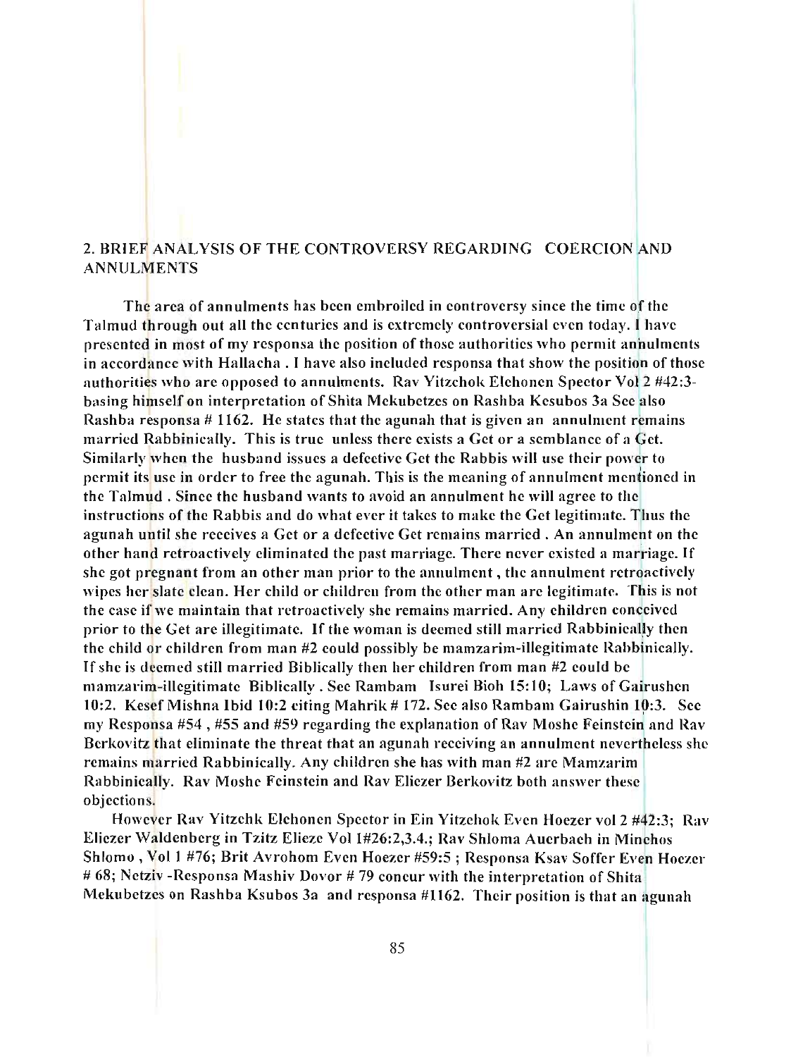## 2. BRIEF ANALYSIS OF THE CONTROVERSY REGARDING COERCION AND ANNULMENTS

The area of annulments has been embroiled in controversy since the time of the Talmud through out all the centuries and is extremely controversial even today. I have presented in most of my responsa the position of those authorities who permit annulments in accordance with Hallacha . I have also included responsa that show the position of those authorities who are opposed to annulments. Rav Yitzchok Elchonen Spector Vol 2 #42:3-basing himself on interpretation of Shita Mekubetzes on Rashba Kesubos 3a See also Rashba responsa # 1162. He states that the agunah that is given an annulment remains married Rabbinically. This is true unless there exists a Get or a semblance of a Get. Similarly when the husband issues a defective Get the Rabbis will use their power to permit its use in order to free the agunah. This is the meaning of annulment mentioned in the Talmud . Since the husband wants to avoid an annulment he will agree to the instructions of the Rabbis and do what ever it takes to make the Get legitimate. Thus the agunah until she receives a Get or a defective Get remains married . An annulment on the other hand retroactively eliminated the past marriage. There never existed a marriage. If she got pregnant from an other man prior to the annulment , the annulment retroactively wipes her slate clean. Her child or children from the other man are legitimate. This is not the case if we maintain that retroactively she remains married. Any children conceived prior to the Get are illegitimate. If the woman is deemed still married Rabbinically then the child or children from man #2 could possibly be mamzarim-illegitimate Rabbinically. If she is deemed still married Biblically then her children from man #2 could be mamzarim-illegitimate Biblically . See Rambam Isurei Bioh 15:10; Laws of Gairushen 10:2. Kesef Mishna Ibid 10:2 citing Mahrik # 172. See also Rambam Gairushin 10:3. See my Responsa #54 , #55 and #59 regarding the explanation of Rav Moshe Feinstein and Rav Berkovitz that eliminate the threat that an agunah receiving an annulment nevertheless she remains married Rabbinically. Any children she has with man #2 are Mamzarim Rabbinically. Rav Moshe Feinstein and Rav Eliezer Berkovitz both answer these objections.

However Rav Yitzchk Elchonen Spector in Ein Yitzchok Even Hoezer vol 2 #42:3; Rav Eliezer Waldenberg in Tzitz Elieze Vol 1#26:2,3.4.; Rav Shloma Auerbach in Minchos Shlomo , Vol 1 #76; Brit Avrohom Even Hoezer #59:5 ; Responsa Ksav Soffer Even Hoezer # 68; Netziv -Responsa Mashiv Dovor # 79 concur with the interpretation of Shita Mekubetzes on Rashba Ksubos 3a and responsa #1162. Their position is that an agunah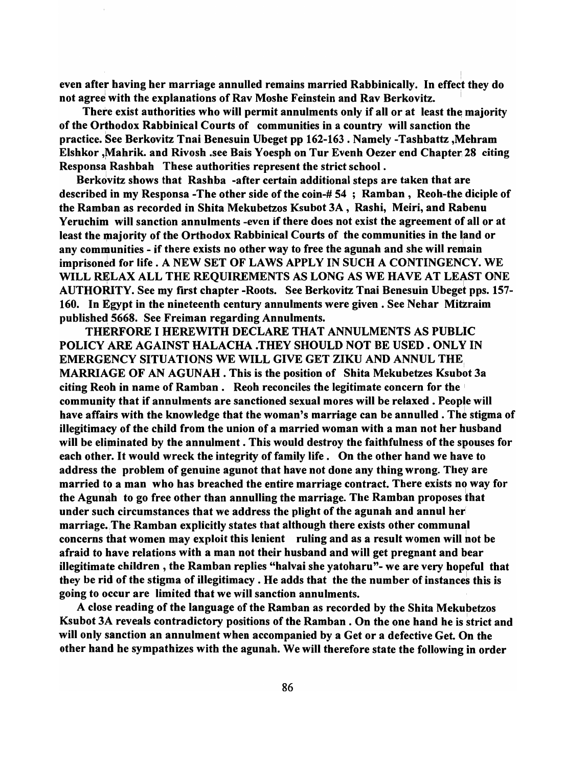**even after having her marriage annulled remains married Rabbinically. In effect they do not agree with the explanations of Rav Moshe Feinstein and Rav Berkovitz.**

**There exist authorities who will permit annulments only if all or at least the majority of the Orthodox Rabbinical Courts of communities in a country will sanction the practice. See Berkovitz Tnai Benesuin Ubeget pp 162-163 . Namely -Tashbattz ,Mehram Elshkor ,Mahrik. and Rivosh .see Bais Yoesph on Tur Evenh Oezer end Chapter 28 citing Responsa Rashbah These authorities represent the strict school .**

**Berkovitz shows that Rashba -after certain additional steps are taken that are described in my Responsa -The other side of the coin-# 54 ; Ramban , Reoh-the diciple of the Ramban as recorded in Shita Mekubetzos Ksubot 3A , Rashi, Meiri, and Rabenu Yeruchim will sanction annulments -even if there does not exist the agreement of all or at least the majority of the Orthodox Rabbinical Courts of the communities in the land or any communities - if there exists no other way to free the agunah and she will remain imprisoned for life . A NEW SET OF LAWS APPLY IN SUCH A CONTINGENCY. WE WILL RELAX ALL THE REQUIREMENTS AS LONG AS WE HAVE AT LEAST ONE AUTHORITY. See my first chapter -Roots. See Berkovitz Tnai Benesuin Ubeget pps. 157-160. In Egypt in the nineteenth century annulments were given . See Nehar Mitzraim published 5668. See Freiman regarding Annulments.**

**THERFORE I HEREWITH DECLARE THAT ANNULMENTS AS PUBLIC POLICY ARE AGAINST HALACHA .THEY SHOULD NOT BE USED . ONLY IN EMERGENCY SITUATIONS WE WILL GIVE GET ZIKU AND ANNUL THE MARRIAGE OF AN AGUNAH . This is the position of Shita Mekubetzes Ksubot 3a citing Reoh in name of Ramban . Reoh reconciles the legitimate concern for the community that if annulments are sanctioned sexual mores will be relaxed . People will have affairs with the knowledge that the woman's marriage can be annulled . The stigma of illegitimacy of the child from the union of a married woman with a man not her husband will be eliminated by the annulment . This would destroy the faithfulness of the spouses for each other. It would wreck the integrity of family life . On the other hand we have to address the problem of genuine agunot that have not done any thing wrong. They are married to a man who has breached the entire marriage contract. There exists no way for the Agunah to go free other than annulling the marriage. The Ramban proposes that under such circumstances that we address the plight of the agunah and annul her marriage. The Ramban explicitly states that although there exists other communal concerns that women may exploit this lenient ruling and as a result women will not be afraid to have relations with a man not their husband and will get pregnant and bear illegitimate children , the Ramban replies "halvai she yatoharu"- we are very hopeful that they be rid of the stigma of illegitimacy . He adds that the the number of instances this is going to occur are limited that we will sanction annulments.**

**A close reading of the language of the Ramban as recorded by the Shita Mekubetzos Ksubot 3A reveals contradictory positions of the Ramban . On the one hand he is strict and will only sanction an annulment when accompanied by a Get or a defective Get. On the other hand he sympathizes with the agunah. We will therefore state the following in order**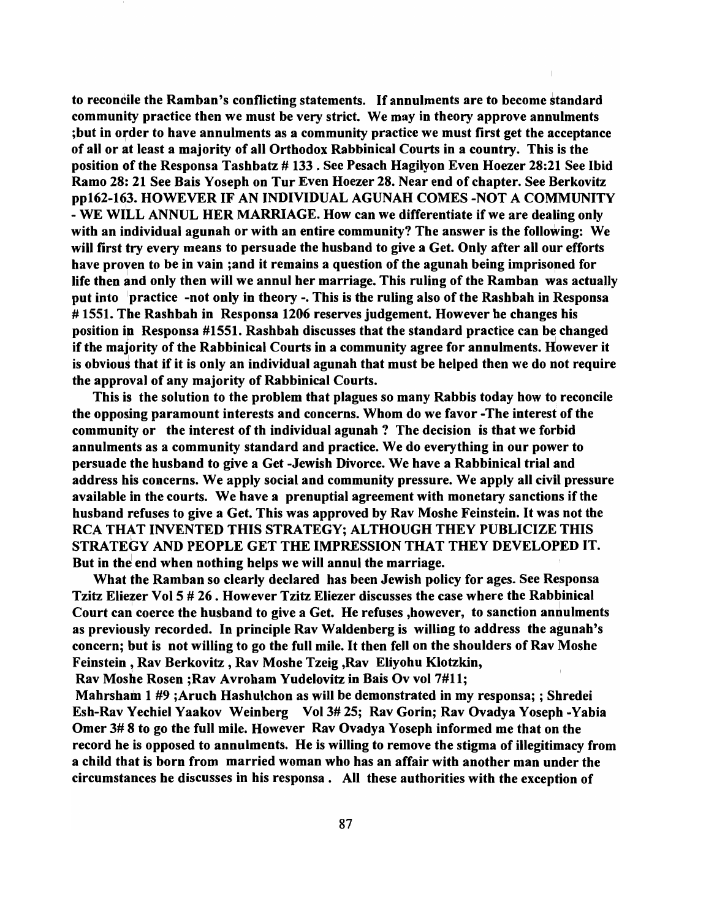**to reconcile the Ramban's conflicting statements. If annulments are to become standard community practice then we must be very strict. We may in theory approve annulments ;but in order to have annulments as a community practice we must first get the acceptance of all or at least a majority of all Orthodox Rabbinical Courts in a country. This is the position of the Responsa Tashbatz # 133 . See Pesach Hagilyon Even Hoezer 28:21 See Ibid Ramo 28: 21 See Bais Yoseph on Tur Even Hoezer 28. Near end of chapter. See Berkovitz pp162-163. HOWEVER IF AN INDIVIDUAL AGUNAH COMES -NOT A COMMUNITY - WE WILL ANNUL HER MARRIAGE. How can we differentiate if we are dealing only with an individual agunah or with an entire community? The answer is the following: We will first try every means to persuade the husband to give a Get. Only after all our efforts have proven to be in vain ;and it remains a question of the agunah being imprisoned for life then and only then will we annul her marriage. This ruling of the Ramban was actually put into practice -not only in theory -. This is the ruling also of the Rashbah in Responsa # 1551. The Rashbah in Responsa 1206 reserves judgement. However he changes his position in Responsa #1551. Rashbah discusses that the standard practice can be changed if the majority of the Rabbinical Courts in a community agree for annulments. However it is obvious that if it is only an individual agunah that must be helped then we do not require the approval of any majority of Rabbinical Courts.**

**This is the solution to the problem that plagues so many Rabbis today how to reconcile the opposing paramount interests and concerns. Whom do we favor -The interest of the community or the interest of th individual agunah ? The decision is that we forbid annulments as a community standard and practice. We do everything in our power to persuade the husband to give a Get -Jewish Divorce. We have a Rabbinical trial and address his concerns. We apply social and community pressure. We apply all civil pressure available in the courts. We have a prenuptial agreement with monetary sanctions if the husband refuses to give a Get. This was approved by Rav Moshe Feinstein. It was not the RCA THAT INVENTED THIS STRATEGY; ALTHOUGH THEY PUBLICIZE THIS STRATEGY AND PEOPLE GET THE IMPRESSION THAT THEY DEVELOPED IT. But in the end when nothing helps we will annul the marriage.**

**What the Ramban so clearly declared has been Jewish policy for ages. See Responsa Tzitz Eliezer Vol 5 # 26 . However Tzitz Eliezer discusses the case where the Rabbinical Court can coerce the husband to give a Get. He refuses ,however, to sanction annulments as previously recorded. In principle Rav Waldenberg is willing to address the agunah's concern; but is not willing to go the full mile. It then fell on the shoulders of Rav Moshe Feinstein , Rav Berkovitz , Rav Moshe Tzeig ,Rav Eliyohu Klotzkin, Rav Moshe Rosen ;Rav Avroham Yudelovitz in Bais Ov vol 7#11; Mahrsham 1 #9 ;Aruch Hashulchon as will be demonstrated in my responsa; ; Shredei Esh-Rav Yechiel Yaakov Weinberg Vol 3# 25; Rav Gorin; Rav Ovadya Yoseph -Yabia Omer 3# 8 to go the full mile. However Rav Ovadya Yoseph informed me that on the record he is opposed to annulments. He is willing to remove the stigma of illegitimacy from a child that is born from married woman who has an affair with another man under the circumstances he discusses in his responsa . All these authorities with the exception of**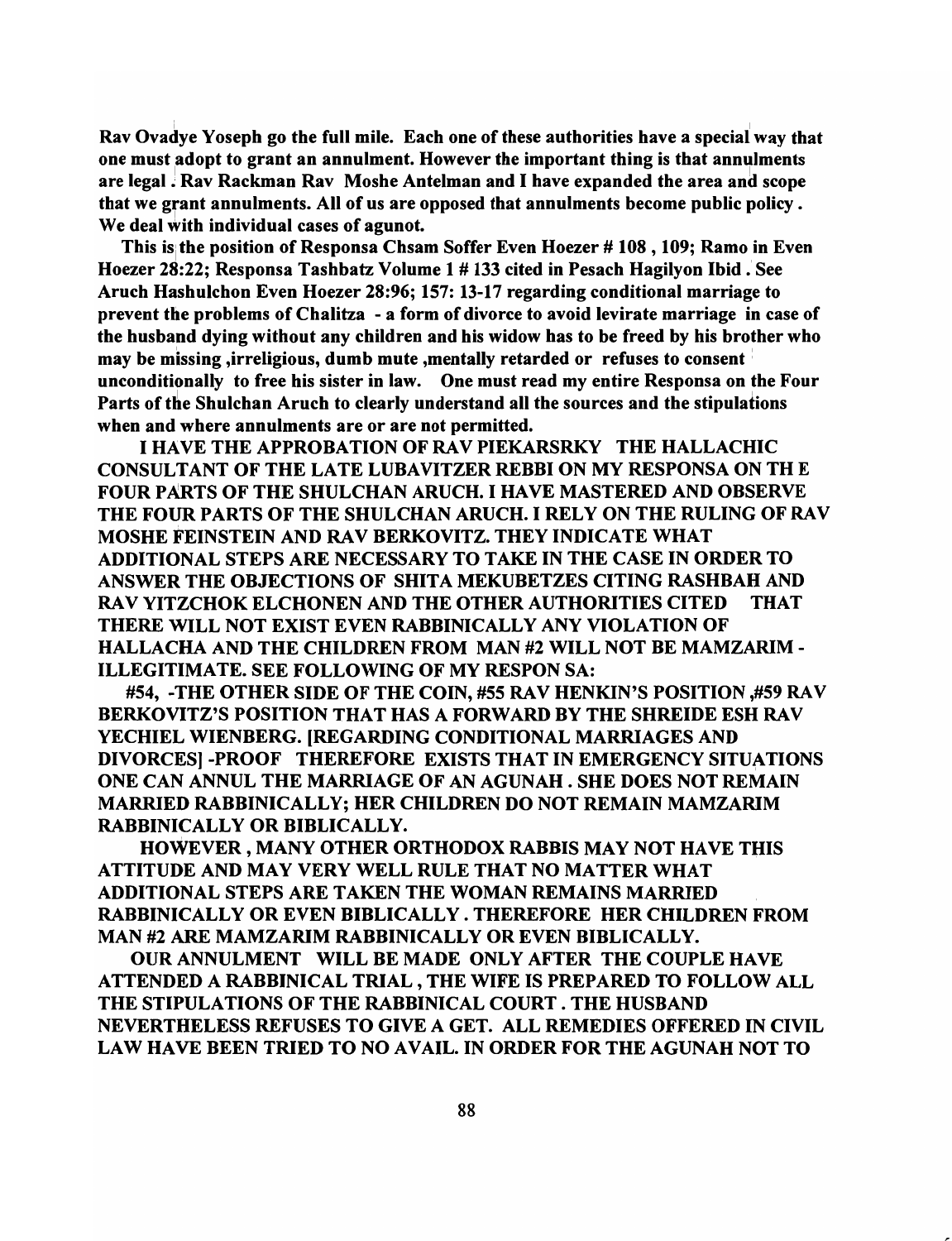**Rav Ovadye Yoseph go the full mile. Each one of these authorities have a special way that one must adopt to grant an annulment. However the important thing is that annulments are legal . Rav Rackman Rav Moshe Antelman and I have expanded the area and scope that we grant annulments. All of us are opposed that annulments become public policy . We deal with individual cases of agunot.**

**This is the position of Responsa Chsam Soffer Even Hoezer # 108 , 109; Ramo in Even Hoezer 28:22; Responsa Tashbatz Volume 1 # 133 cited in Pesach Hagilyon Ibid . See Aruch Hashulchon Even Hoezer 28:96; 157: 13-17 regarding conditional marriage to prevent the problems of Chalitza - a form of divorce to avoid levirate marriage in case of the husband dying without any children and his widow has to be freed by his brother who may be missing ,irreligious, dumb mute ,mentally retarded or refuses to consent unconditionally to free his sister in law. One must read my entire Responsa on the Four Parts of the Shulchan Aruch to clearly understand all the sources and the stipulations when and where annulments are or are not permitted.**

**I HAVE THE APPROBATION OF RAV PIEKARSRKY THE HALLACHIC CONSULTANT OF THE LATE LUBAVITZER REBBI ON MY RESPONSA ON TH E FOUR PARTS OF THE SHULCHAN ARUCH. I HAVE MASTERED AND OBSERVE THE FOUR PARTS OF THE SHULCHAN ARUCH. I RELY ON THE RULING OF RAV MOSHE FEINSTEIN AND RAV BERKOVITZ. THEY INDICATE WHAT ADDITIONAL STEPS ARE NECESSARY TO TAKE IN THE CASE IN ORDER TO ANSWER THE OBJECTIONS OF SHITA MEKUBETZES CITING RASHBAH AND RAV YITZCHOK ELCHONEN AND THE OTHER AUTHORITIES CITED THAT THERE WILL NOT EXIST EVEN RABBINICALLY ANY VIOLATION OF HALLACHA AND THE CHILDREN FROM MAN #2 WILL NOT BE MAMZARIM - ILLEGITIMATE. SEE FOLLOWING OF MY RESPON SA:**

**#54, -THE OTHER SIDE OF THE COIN, #55 RAV HENKIN'S POSITION ,#59 RAV BERKOVITZ'S POSITION THAT HAS A FORWARD BY THE SHREIDE ESH RAV YECHIEL WIENBERG. [REGARDING CONDITIONAL MARRIAGES AND DIVORCES] -PROOF THEREFORE EXISTS THAT IN EMERGENCY SITUATIONS ONE CAN ANNUL THE MARRIAGE OF AN AGUNAH . SHE DOES NOT REMAIN MARRIED RABBINICALLY; HER CHILDREN DO NOT REMAIN MAMZARIM RABBINICALLY OR BIBLICALLY.**

**HOWEVER , MANY OTHER ORTHODOX RABBIS MAY NOT HAVE THIS ATTITUDE AND MAY VERY WELL RULE THAT NO MATTER WHAT ADDITIONAL STEPS ARE TAKEN THE WOMAN REMAINS MARRIED RABBINICALLY OR EVEN BIBLICALLY . THEREFORE HER CHILDREN FROM MAN #2 ARE MAMZARIM RABBINICALLY OR EVEN BIBLICALLY.**

**OUR ANNULMENT WILL BE MADE ONLY AFTER THE COUPLE HAVE ATTENDED A RABBINICAL TRIAL , THE WIFE IS PREPARED TO FOLLOW ALL THE STIPULATIONS OF THE RABBINICAL COURT . THE HUSBAND NEVERTHELESS REFUSES TO GIVE A GET. ALL REMEDIES OFFERED IN CIVIL LAW HAVE BEEN TRIED TO NO AVAIL. IN ORDER FOR THE AGUNAH NOT TO**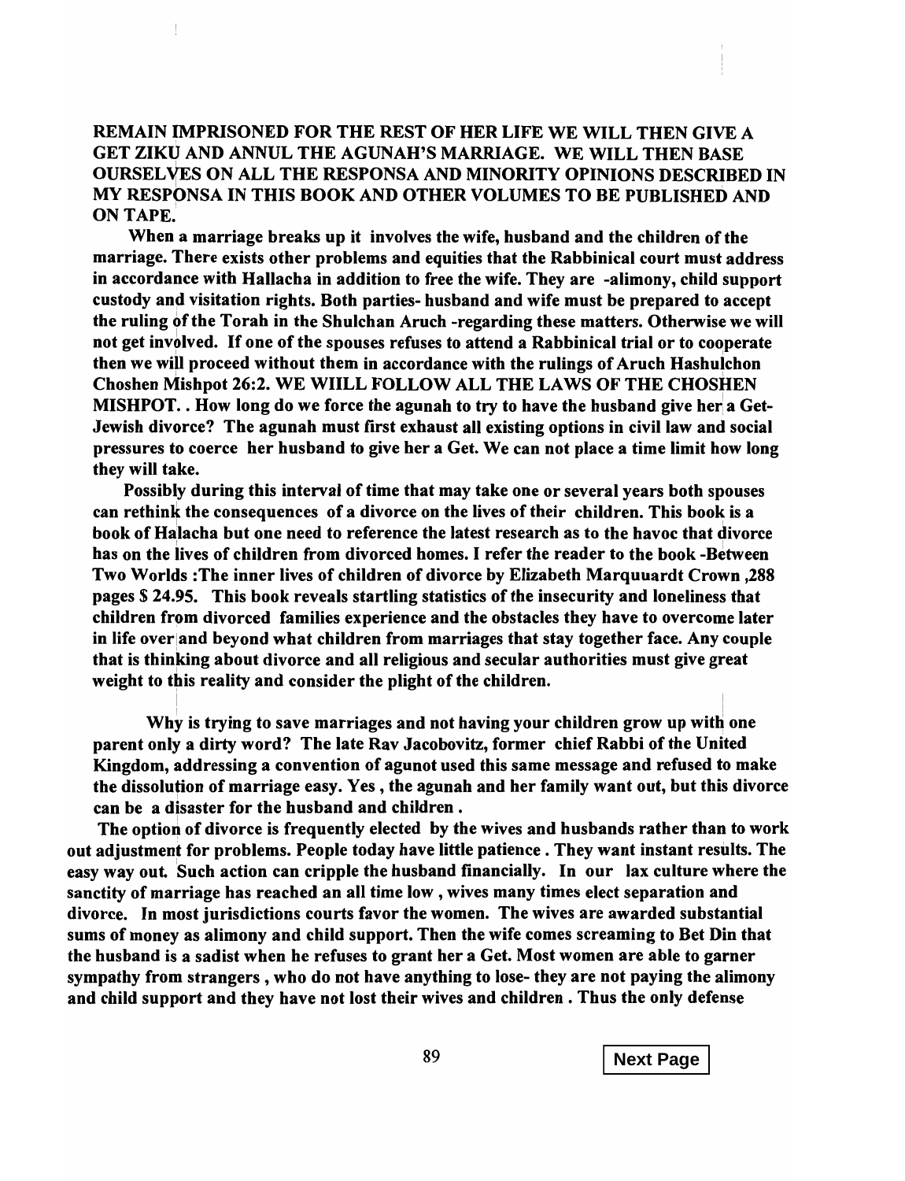**REMAIN IMPRISONED FOR THE REST OF HER LIFE WE WILL THEN GIVE A GET ZIKU AND ANNUL THE AGUNAH'S MARRIAGE. WE WILL THEN BASE OURSELVES ON ALL THE RESPONSA AND MINORITY OPINIONS DESCRIBED IN MY RESPONSA IN THIS BOOK AND OTHER VOLUMES TO BE PUBLISHED AND ON TAPE.**

**When a marriage breaks up it involves the wife, husband and the children of the marriage. There exists other problems and equities that the Rabbinical court must address in accordance with Hallacha in addition to free the wife. They are -alimony, child support custody and visitation rights. Both parties- husband and wife must be prepared to accept the ruling of the Torah in the Shulchan Aruch -regarding these matters. Otherwise we will not get involved. If one of the spouses refuses to attend a Rabbinical trial or to cooperate then we will proceed without them in accordance with the rulings of Aruch Hashulchon Choshen Mishpot 26:2. WE WILL FOLLOW ALL THE LAWS OF THE CHOSHEN MISHPOT. . How long do we force the agunah to try to have the husband give her a Get-Jewish divorce? The agunah must first exhaust all existing options in civil law and social pressures to coerce her husband to give her a Get. We can not place a time limit how long they will take.**

**Possibly during this interval of time that may take one or several years both spouses can rethink the consequences of a divorce on the lives of their children. This book is a book of Halacha but one need to reference the latest research as to the havoc that divorce has on the lives of children from divorced homes. I refer the reader to the book -Between Two Worlds :The inner lives of children of divorce by Elizabeth Marquuardt Crown ,288 pages $ 24.95. This book reveals startling statistics of the insecurity and loneliness that children from divorced families experience and the obstacles they have to overcome later in life over and beyond what children from marriages that stay together face. Any couple that is thinking about divorce and all religious and secular authorities must give great weight to this reality and consider the plight of the children.**

**Why is trying to save marriages and not having your children grow up with one parent only a dirty word? The late Rav Jacobovitz, former chief Rabbi of the United Kingdom, addressing a convention of agunot used this same message and refused to make the dissolution of marriage easy. Yes , the agunah and her family want out, but this divorce can be a disaster for the husband and children .**

**The option of divorce is frequently elected by the wives and husbands rather than to work out adjustment for problems. People today have little patience . They want instant results. The easy way out. Such action can cripple the husband financially. In our lax culture where the sanctity of marriage has reached an all time low , wives many times elect separation and divorce. In most jurisdictions courts favor the women. The wives are awarded substantial sums of money as alimony and child support. Then the wife comes screaming to Bet Din that the husband is a sadist when he refuses to grant her a Get. Most women are able to garner sympathy from strangers , who do not have anything to lose- they are not paying the alimony and child support and they have not lost their wives and children . Thus the only defense**

Next Page